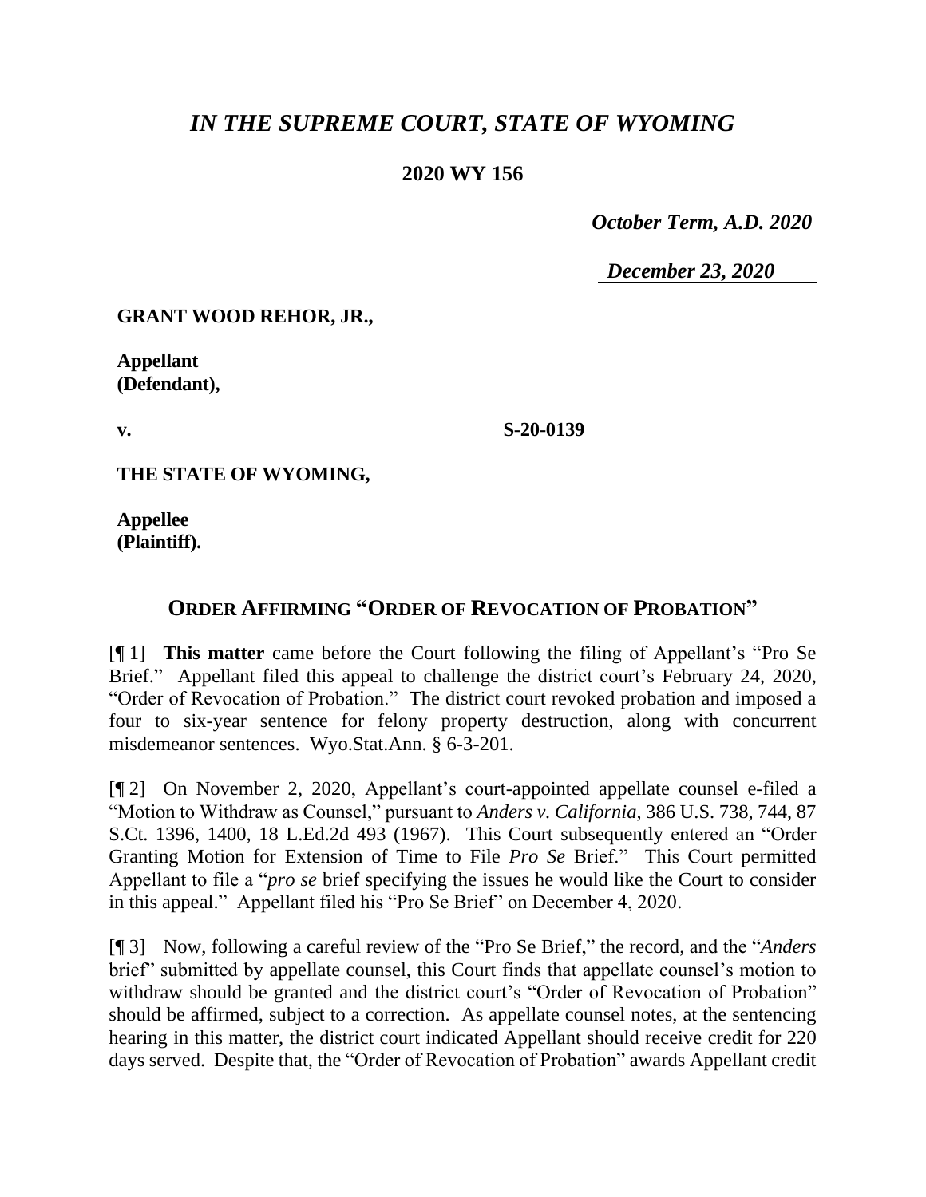# *IN THE SUPREME COURT, STATE OF WYOMING*

**2020 WY 156**

*October Term, A.D. 2020*

*December 23, 2020*

**GRANT WOOD REHOR, JR.,**

**Appellant (Defendant),**

**v.**

**S-20-0139**

**THE STATE OF WYOMING,**

**Appellee (Plaintiff).**

## ORDER AFFIRMING "ORDER OF REVOCATION OF PROBATION"

[¶ 1] **This matter** came before the Court following the filing of Appellant's "Pro Se Brief." Appellant filed this appeal to challenge the district court's February 24, 2020, "Order of Revocation of Probation." The district court revoked probation and imposed a four to six-year sentence for felony property destruction, along with concurrent misdemeanor sentences. Wyo.Stat.Ann. § 6-3-201.

[¶ 2] On November 2, 2020, Appellant's court-appointed appellate counsel e-filed a "Motion to Withdraw as Counsel," pursuant to *Anders v. California*, 386 U.S. 738, 744, 87 S.Ct. 1396, 1400, 18 L.Ed.2d 493 (1967). This Court subsequently entered an "Order Granting Motion for Extension of Time to File *Pro Se* Brief." This Court permitted Appellant to file a "*pro se* brief specifying the issues he would like the Court to consider in this appeal." Appellant filed his "Pro Se Brief" on December 4, 2020.

[¶ 3] Now, following a careful review of the "Pro Se Brief," the record, and the "*Anders* brief" submitted by appellate counsel, this Court finds that appellate counsel's motion to withdraw should be granted and the district court's "Order of Revocation of Probation" should be affirmed, subject to a correction. As appellate counsel notes, at the sentencing hearing in this matter, the district court indicated Appellant should receive credit for 220 days served. Despite that, the "Order of Revocation of Probation" awards Appellant credit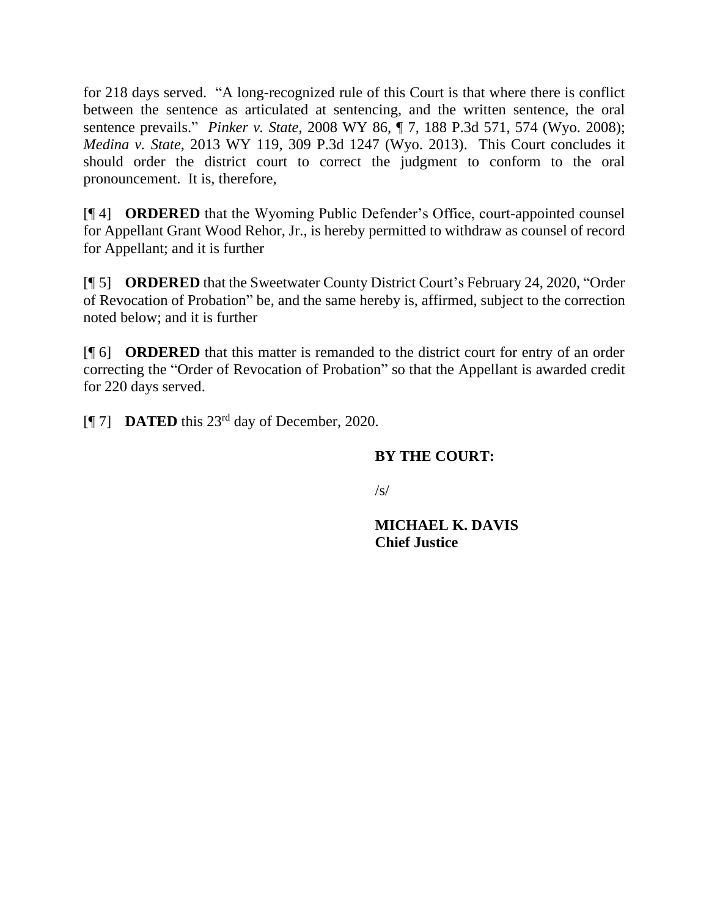for 218 days served. "A long-recognized rule of this Court is that where there is conflict between the sentence as articulated at sentencing, and the written sentence, the oral sentence prevails." *Pinker v. State*, 2008 WY 86, ¶ 7, 188 P.3d 571, 574 (Wyo. 2008); *Medina v. State*, 2013 WY 119, 309 P.3d 1247 (Wyo. 2013). This Court concludes it should order the district court to correct the judgment to conform to the oral pronouncement. It is, therefore,

[¶ 4] **ORDERED** that the Wyoming Public Defender's Office, court-appointed counsel for Appellant Grant Wood Rehor, Jr., is hereby permitted to withdraw as counsel of record for Appellant; and it is further

[¶ 5] **ORDERED** that the Sweetwater County District Court's February 24, 2020, "Order of Revocation of Probation" be, and the same hereby is, affirmed, subject to the correction noted below; and it is further

[¶ 6] **ORDERED** that this matter is remanded to the district court for entry of an order correcting the "Order of Revocation of Probation" so that the Appellant is awarded credit for 220 days served.

[¶ 7] **DATED** this 23rd day of December, 2020.

**BY THE COURT:**

/s/

**MICHAEL K. DAVIS**
**Chief Justice**